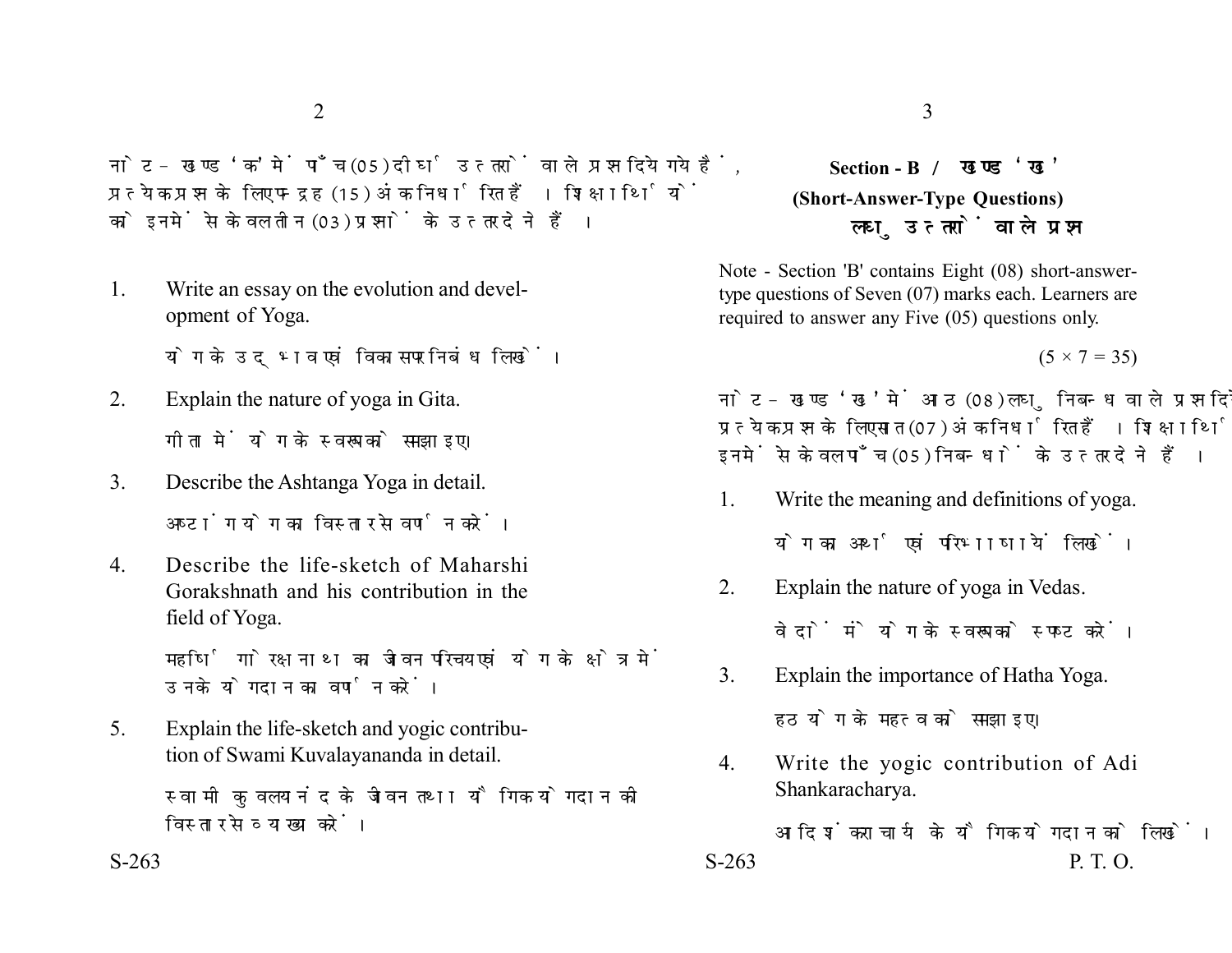नोट – खण्ड 'क' में पाँच (05) दीर्घ उत्तरों वाले प्रश्न दिये गये हैं, प्रत्येक प्रश्न के लिए पन्द्रह (15) अंक निर्धारित हैं। शिक्षार्थियों को इनमें से केवल तीन (03) प्रश्नों के उत्तर देने हैं।

1. Write an essay on the evolution and development of Yoga.

   योग के उद्भव एवं विकास पर निबंध लिखें।

2. Explain the nature of yoga in Gita.

   गीता में योग के स्वरूप को समझाइए।

3. Describe the Ashtanga Yoga in detail.

   अष्टांग योग का विस्तार से वर्णन करें।

4. Describe the life-sketch of Maharshi Gorakshnath and his contribution in the field of Yoga.

   महर्षि गोरक्षनाथ का जीवन परिचय एवं योग के क्षेत्र में उनके योगदान का वर्णन करें।

5. Explain the life-sketch and yogic contribution of Swami Kuvalayananda in detail.

   स्वामी कुवलयनंद के जीवन तथा यौगिक योगदान की विस्तार से व्याख्या करें।

## Section - B / खण्ड 'ख'

### (Short-Answer-Type Questions)

### लघु उत्तरों वाले प्रश्न

Note - Section 'B' contains Eight (08) short-answer-type questions of Seven (07) marks each. Learners are required to answer any Five (05) questions only.

(5 × 7 = 35)

नोट – खण्ड 'ख' में आठ (08) लघु निबन्ध वाले प्रश्न दिये गये हैं, प्रत्येक प्रश्न के लिए सात (07) अंक निर्धारित हैं। शिक्षार्थियों को इनमें से केवल पाँच (05) निबन्धों के उत्तर देने हैं।

1. Write the meaning and definitions of yoga.

   योग का अर्थ एवं परिभाषायें लिखें।

2. Explain the nature of yoga in Vedas.

   वेदों में योग के स्वरूप को स्पष्ट करें।

3. Explain the importance of Hatha Yoga.

   हठ योग के महत्व को समझाइए।

4. Write the yogic contribution of Adi Shankaracharya.

   आदि शंकराचार्य के यौगिक योगदान को लिखें।

P. T. O.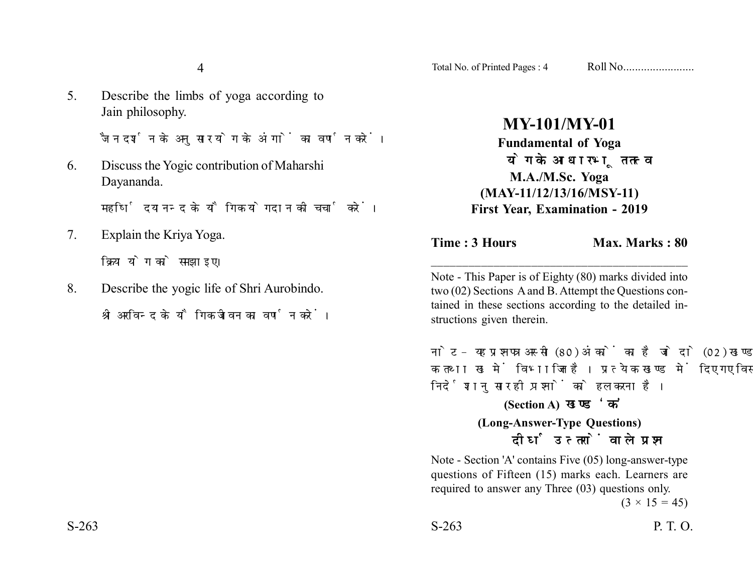Total No. of Printed Pages : 4 Roll No........................

# MY-101/MY-01

## Fundamental of Yoga

## योग के आधारभूत तत्त्व

### M.A./M.Sc. Yoga

### (MAY-11/12/13/16/MSY-11)

### First Year, Examination - 2019

**Time : 3 Hours** **Max. Marks : 80**

---

Note - This Paper is of Eighty (80) marks divided into two (02) Sections A and B. Attempt the Questions contained in these sections according to the detailed instructions given therein.

नोट - यह प्रश्नपत्र अस्सी (80) अंकों का है जो दो (02) खण्डों क तथा ख में विभाजित है। प्रत्येक खण्ड में दिए गए विस्तृत निर्देशों के अनुसार ही प्रश्नों को हल करना है।

**(Section A) खण्ड 'क'**

**(Long-Answer-Type Questions)**

**दीर्घ उत्तरों वाले प्रश्न**

Note - Section 'A' contains Five (05) long-answer-type questions of Fifteen (15) marks each. Learners are required to answer any Three (03) questions only.

(3 × 15 = 45)

5. Describe the limbs of yoga according to Jain philosophy.

   जैन दर्शन के अनुसार योग के अंगों का वर्णन करें।

6. Discuss the Yogic contribution of Maharshi Dayananda.

   महर्षि दयानन्द के यौगिक योगदान की चर्चा करें।

7. Explain the Kriya Yoga.

   क्रिया योग को समझाइए।

8. Describe the yogic life of Shri Aurobindo.

   श्री अरविन्द के यौगिक जीवन का वर्णन करें।

S-263

P. T. O.